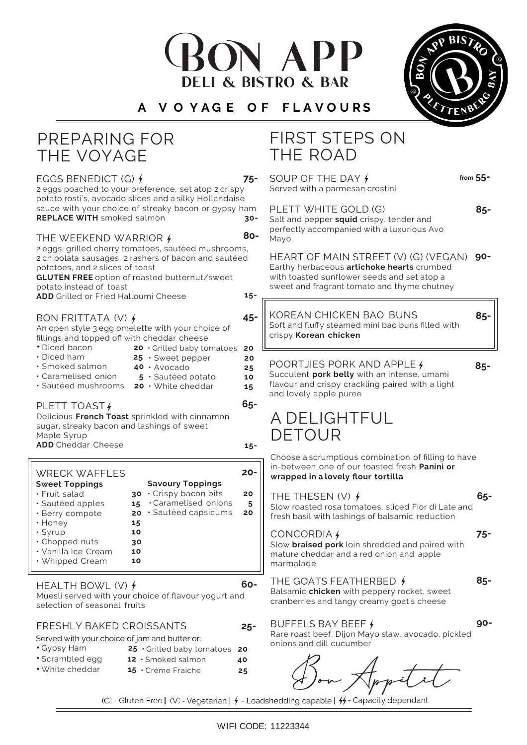# BON APP

DELI & BISTRO & BAR

**A VOYAGE OF FLAVOURS**

## PREPARING FOR THE VOYAGE

### EGGS BENEDICT (G) ϟ — 75-

2 eggs poached to your preference, set atop 2 crispy potato rosti's, avocado slices and a silky Hollandaise sauce with your choice of streaky bacon or gypsy ham

**REPLACE WITH** smoked salmon — 30-

### THE WEEKEND WARRIOR ϟ — 80-

2 eggs, grilled cherry tomatoes, sautéed mushrooms, 2 chipolata sausages, 2 rashers of bacon and sautéed potatoes, and 2 slices of toast

**GLUTEN FREE** option of roasted butternut/sweet potato instead of toast

**ADD** Grilled or Fried Halloumi Cheese — 15-

### BON FRITTATA (V) ϟ — 45-

An open style 3 egg omelette with your choice of fillings and topped off with cheddar cheese

| Filling | Price | Filling | Price |
|---|---|---|---|
| Diced bacon | 20 | Grilled baby tomatoes | 20 |
| Diced ham | 25 | Sweet pepper | 20 |
| Smoked salmon | 40 | Avocado | 25 |
| Caramelised onion | 5 | Sautéed potato | 10 |
| Sautéed mushrooms | 20 | White cheddar | 15 |

### PLETT TOAST ϟ — 65-

Delicious **French Toast** sprinkled with cinnamon sugar, streaky bacon and lashings of sweet Maple Syrup

**ADD** Cheddar Cheese — 15-

### WRECK WAFFLES — 20-

| Sweet Toppings | Price | Savoury Toppings | Price |
|---|---|---|---|
| Fruit salad | 30 | Crispy bacon bits | 20 |
| Sautéed apples | 15 | Caramelised onions | 5 |
| Berry compote | 20 | Sautéed capsicums | 20 |
| Honey | 15 | | |
| Syrup | 10 | | |
| Chopped nuts | 30 | | |
| Vanilla Ice Cream | 10 | | |
| Whipped Cream | 10 | | |

### HEALTH BOWL (V) ϟ — 60-

Muesli served with your choice of flavour yogurt and selection of seasonal fruits

### FRESHLY BAKED CROISSANTS — 25-

Served with your choice of jam and butter or:

| Option | Price | Option | Price |
|---|---|---|---|
| Gypsy Ham | 25 | Grilled baby tomatoes | 20 |
| Scrambled egg | 12 | Smoked salmon | 40 |
| White cheddar | 15 | Crème Fraiche | 25 |

## FIRST STEPS ON THE ROAD

### SOUP OF THE DAY ϟ — from 55-

Served with a parmesan crostini

### PLETT WHITE GOLD (G) — 85-

Salt and pepper **squid** crispy, tender and perfectly accompanied with a luxurious Avo Mayo.

### HEART OF MAIN STREET (V) (G) (VEGAN) — 90-

Earthy herbaceous **artichoke hearts** crumbed with toasted sunflower seeds and set atop a sweet and fragrant tomato and thyme chutney

### KOREAN CHICKEN BAO BUNS — 85-

Soft and fluffy steamed mini bao buns filled with crispy **Korean chicken**

### POORTJIES PORK AND APPLE ϟ — 85-

Succulent **pork belly** with an intense, umami flavour and crispy crackling paired with a light and lovely apple puree

## A DELIGHTFUL DETOUR

Choose a scrumptious combination of filling to have in-between one of our toasted fresh **Panini or wrapped in a lovely flour tortilla**

### THE THESEN (V) ϟ — 65-

Slow roasted rosa tomatoes, sliced Fior di Late and fresh basil with lashings of balsamic reduction

### CONCORDIA ϟ — 75-

Slow **braised pork** loin shredded and paired with mature cheddar and a red onion and apple marmalade

### THE GOATS FEATHERBED ϟ — 85-

Balsamic **chicken** with peppery rocket, sweet cranberries and tangy creamy goat's cheese

### BUFFELS BAY BEEF ϟ — 90-

Rare roast beef, Dijon Mayo slaw, avocado, pickled onions and dill cucumber

*Bon Appetit*

(G) - Gluten Free | (V) - Vegetarian | ϟ - Loadshedding capable | ϟϟ - Capacity dependant

WIFI CODE: 11223344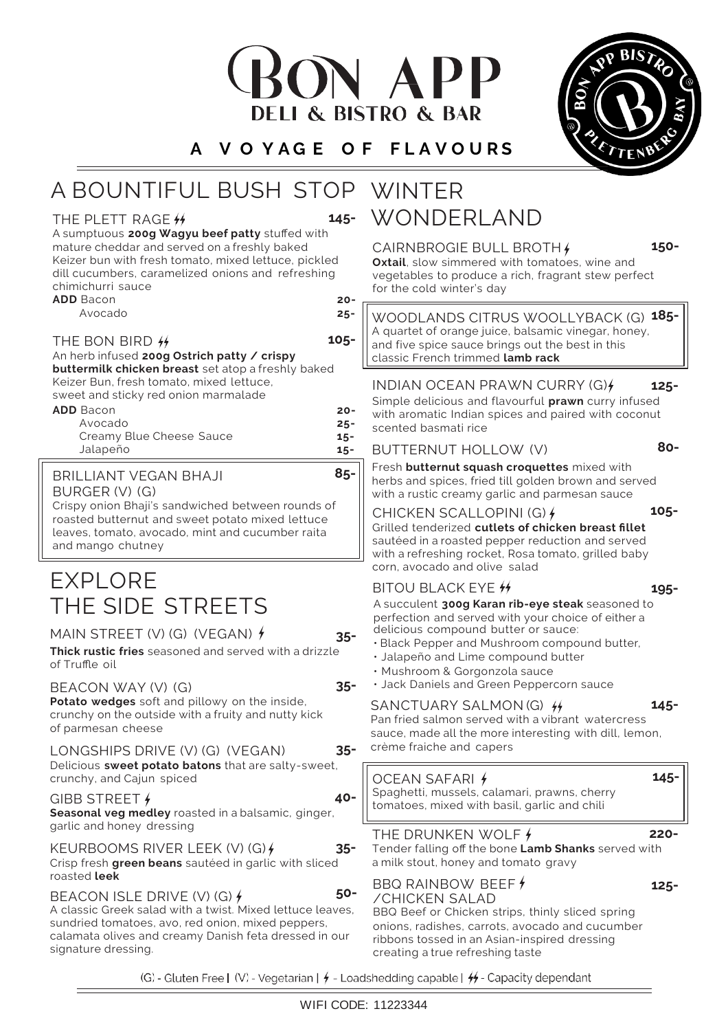# BON APP

DELI & BISTRO & BAR

**A VOYAGE OF FLAVOURS**

BON APP BISTRO PLETTENBERG BAY

## A BOUNTIFUL BUSH STOP

### THE PLETT RAGE ⚡⚡ — 145-

A sumptuous **200g Wagyu beef patty** stuffed with mature cheddar and served on a freshly baked Keizer bun with fresh tomato, mixed lettuce, pickled dill cucumbers, caramelized onions and refreshing chimichurri sauce

**ADD** Bacon — 20-
Avocado — 25-

### THE BON BIRD ⚡⚡ — 105-

An herb infused **200g Ostrich patty / crispy buttermilk chicken breast** set atop a freshly baked Keizer Bun, fresh tomato, mixed lettuce, sweet and sticky red onion marmalade

**ADD** Bacon — 20-
Avocado — 25-
Creamy Blue Cheese Sauce — 15-
Jalapeño — 15-

### BRILLIANT VEGAN BHAJI BURGER (V) (G) — 85-

Crispy onion Bhaji's sandwiched between rounds of roasted butternut and sweet potato mixed lettuce leaves, tomato, avocado, mint and cucumber raita and mango chutney

## EXPLORE THE SIDE STREETS

### MAIN STREET (V) (G) (VEGAN) ⚡ — 35-

**Thick rustic fries** seasoned and served with a drizzle of Truffle oil

### BEACON WAY (V) (G) — 35-

**Potato wedges** soft and pillowy on the inside, crunchy on the outside with a fruity and nutty kick of parmesan cheese

### LONGSHIPS DRIVE (V) (G) (VEGAN) — 35-

Delicious **sweet potato batons** that are salty-sweet, crunchy, and Cajun spiced

### GIBB STREET ⚡ — 40-

**Seasonal veg medley** roasted in a balsamic, ginger, garlic and honey dressing

### KEURBOOMS RIVER LEEK (V) (G) ⚡ — 35-

Crisp fresh **green beans** sautéed in garlic with sliced roasted **leek**

### BEACON ISLE DRIVE (V) (G) ⚡ — 50-

A classic Greek salad with a twist. Mixed lettuce leaves, sundried tomatoes, avo, red onion, mixed peppers, calamata olives and creamy Danish feta dressed in our signature dressing.

## WINTER WONDERLAND

### CAIRNBROGIE BULL BROTH ⚡ — 150-

**Oxtail**, slow simmered with tomatoes, wine and vegetables to produce a rich, fragrant stew perfect for the cold winter's day

### WOODLANDS CITRUS WOOLLYBACK (G) — 185-

A quartet of orange juice, balsamic vinegar, honey, and five spice sauce brings out the best in this classic French trimmed **lamb rack**

### INDIAN OCEAN PRAWN CURRY (G) ⚡ — 125-

Simple delicious and flavourful **prawn** curry infused with aromatic Indian spices and paired with coconut scented basmati rice

### BUTTERNUT HOLLOW (V) — 80-

Fresh **butternut squash croquettes** mixed with herbs and spices, fried till golden brown and served with a rustic creamy garlic and parmesan sauce

### CHICKEN SCALLOPINI (G) ⚡ — 105-

Grilled tenderized **cutlets of chicken breast fillet** sautéed in a roasted pepper reduction and served with a refreshing rocket, Rosa tomato, grilled baby corn, avocado and olive salad

### BITOU BLACK EYE ⚡⚡ — 195-

A succulent **300g Karan rib-eye steak** seasoned to perfection and served with your choice of either a delicious compound butter or sauce:

- Black Pepper and Mushroom compound butter,
- Jalapeño and Lime compound butter
- Mushroom & Gorgonzola sauce
- Jack Daniels and Green Peppercorn sauce

### SANCTUARY SALMON (G) ⚡⚡ — 145-

Pan fried salmon served with a vibrant watercress sauce, made all the more interesting with dill, lemon, crème fraiche and capers

### OCEAN SAFARI ⚡ — 145-

Spaghetti, mussels, calamari, prawns, cherry tomatoes, mixed with basil, garlic and chili

### THE DRUNKEN WOLF ⚡ — 220-

Tender falling off the bone **Lamb Shanks** served with a milk stout, honey and tomato gravy

### BBQ RAINBOW BEEF ⚡ /CHICKEN SALAD — 125-

BBQ Beef or Chicken strips, thinly sliced spring onions, radishes, carrots, avocado and cucumber ribbons tossed in an Asian-inspired dressing creating a true refreshing taste

(G) - Gluten Free | (V) - Vegetarian | ⚡ - Loadshedding capable | ⚡⚡ - Capacity dependant

WIFI CODE: 11223344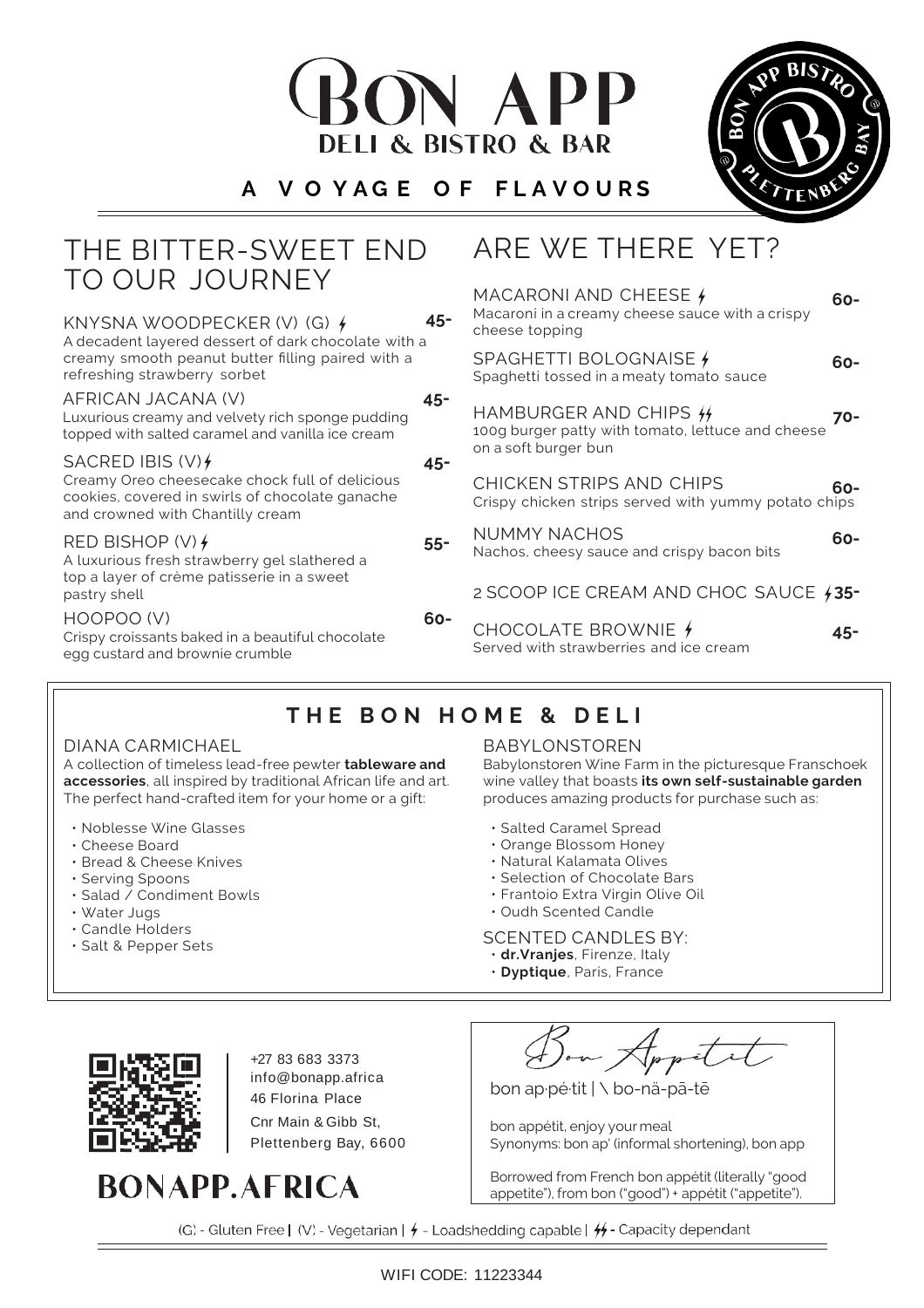# BON APP

DELI & BISTRO & BAR

**A VOYAGE OF FLAVOURS**

BON APP BISTRO PLETTENBERG BAY

## THE BITTER-SWEET END TO OUR JOURNEY

KNYSNA WOODPECKER (V) (G) ⚡ **45-**
A decadent layered dessert of dark chocolate with a creamy smooth peanut butter filling paired with a refreshing strawberry sorbet

AFRICAN JACANA (V) **45-**
Luxurious creamy and velvety rich sponge pudding topped with salted caramel and vanilla ice cream

SACRED IBIS (V)⚡ **45-**
Creamy Oreo cheesecake chock full of delicious cookies, covered in swirls of chocolate ganache and crowned with Chantilly cream

RED BISHOP (V)⚡ **55-**
A luxurious fresh strawberry gel slathered a top a layer of crème patisserie in a sweet pastry shell

HOOPOO (V) **60-**
Crispy croissants baked in a beautiful chocolate egg custard and brownie crumble

## ARE WE THERE YET?

MACARONI AND CHEESE ⚡ **60-**
Macaroni in a creamy cheese sauce with a crispy cheese topping

SPAGHETTI BOLOGNAISE ⚡ **60-**
Spaghetti tossed in a meaty tomato sauce

HAMBURGER AND CHIPS ⚡⚡ **70-**
100g burger patty with tomato, lettuce and cheese on a soft burger bun

CHICKEN STRIPS AND CHIPS **60-**
Crispy chicken strips served with yummy potato chips

NUMMY NACHOS **60-**
Nachos, cheesy sauce and crispy bacon bits

2 SCOOP ICE CREAM AND CHOC SAUCE ⚡**35-**

CHOCOLATE BROWNIE ⚡ **45-**
Served with strawberries and ice cream

## THE BON HOME & DELI

### DIANA CARMICHAEL

A collection of timeless lead-free pewter **tableware and accessories**, all inspired by traditional African life and art. The perfect hand-crafted item for your home or a gift:

- Noblesse Wine Glasses
- Cheese Board
- Bread & Cheese Knives
- Serving Spoons
- Salad / Condiment Bowls
- Water Jugs
- Candle Holders
- Salt & Pepper Sets

### BABYLONSTOREN

Babylonstoren Wine Farm in the picturesque Franschoek wine valley that boasts **its own self-sustainable garden** produces amazing products for purchase such as:

- Salted Caramel Spread
- Orange Blossom Honey
- Natural Kalamata Olives
- Selection of Chocolate Bars
- Frantoio Extra Virgin Olive Oil
- Oudh Scented Candle

SCENTED CANDLES BY:

- **dr.Vranjes**, Firenze, Italy
- **Dyptique**, Paris, France

+27 83 683 3373
info@bonapp.africa
46 Florina Place
Cnr Main & Gibb St,
Plettenberg Bay, 6600

**BONAPP.AFRICA**

*Bon Appétit*

bon ap·pé·tit | \ bo-nä-pā-tē

bon appétit, enjoy your meal
Synonyms: bon ap' (informal shortening), bon app

Borrowed from French bon appétit (literally "good appetite"), from bon ("good") + appétit ("appetite").

(G) - Gluten Free | (V) - Vegetarian | ⚡ - Loadshedding capable | ⚡⚡ - Capacity dependant

WIFI CODE: 11223344